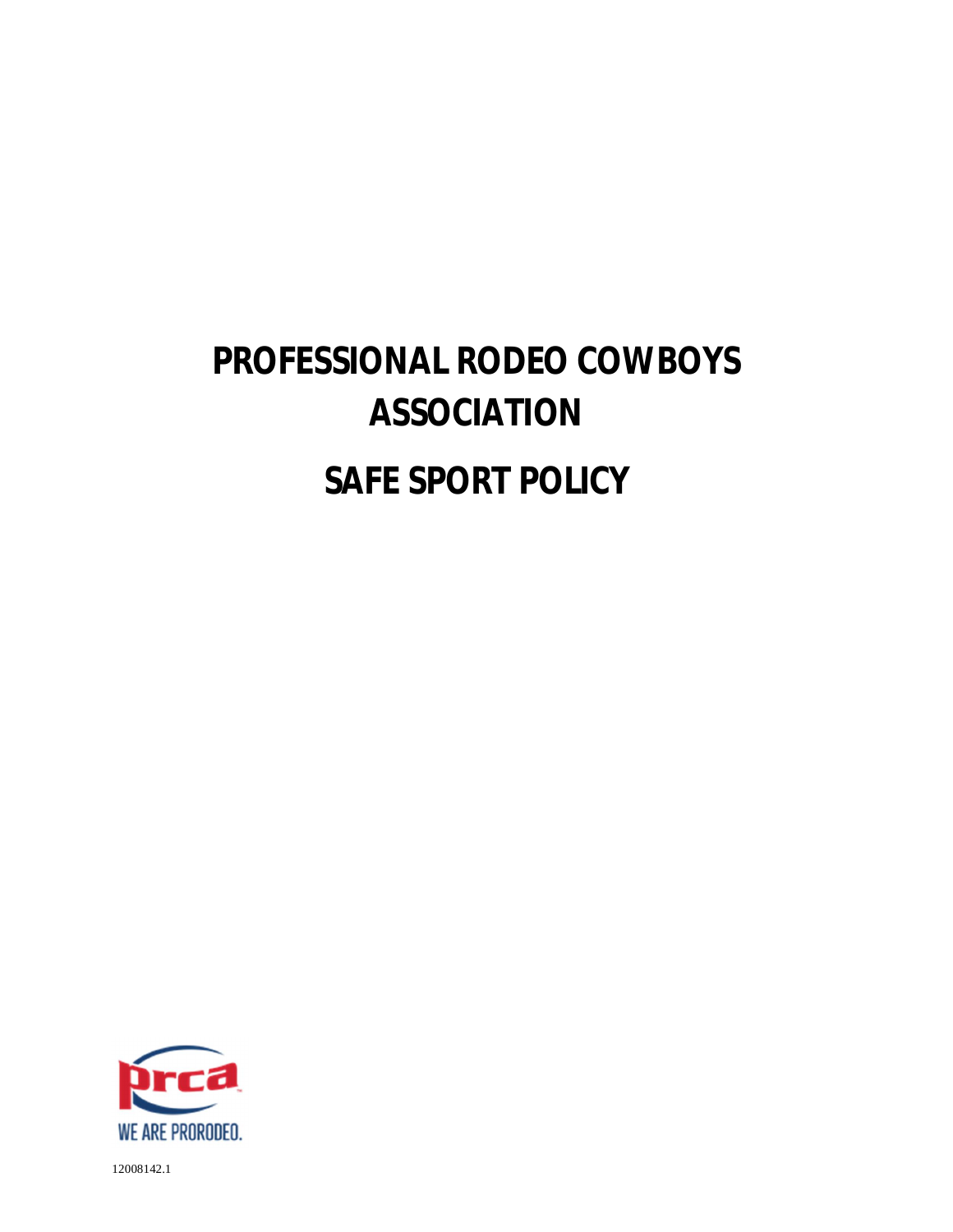# PROFESSIONAL RODEO COWBOYS ASSOCIATION

# SAFE SPORT POLICY

prca
WE ARE PRORODEO.

12008142.1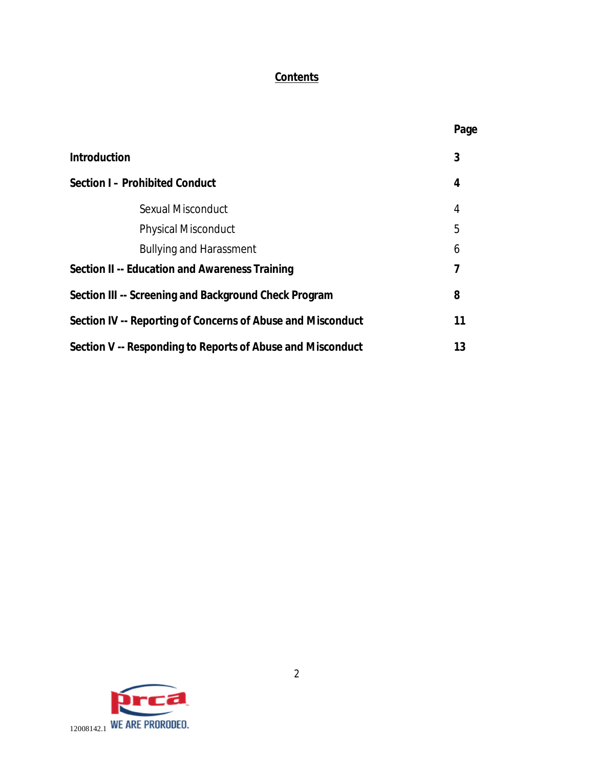# Contents

| | Page |
|---|---|
| **Introduction** | **3** |
| **Section I – Prohibited Conduct** | **4** |
| Sexual Misconduct | 4 |
| Physical Misconduct | 5 |
| Bullying and Harassment | 6 |
| **Section II -- Education and Awareness Training** | **7** |
| **Section III -- Screening and Background Check Program** | **8** |
| **Section IV -- Reporting of Concerns of Abuse and Misconduct** | **11** |
| **Section V -- Responding to Reports of Abuse and Misconduct** | **13** |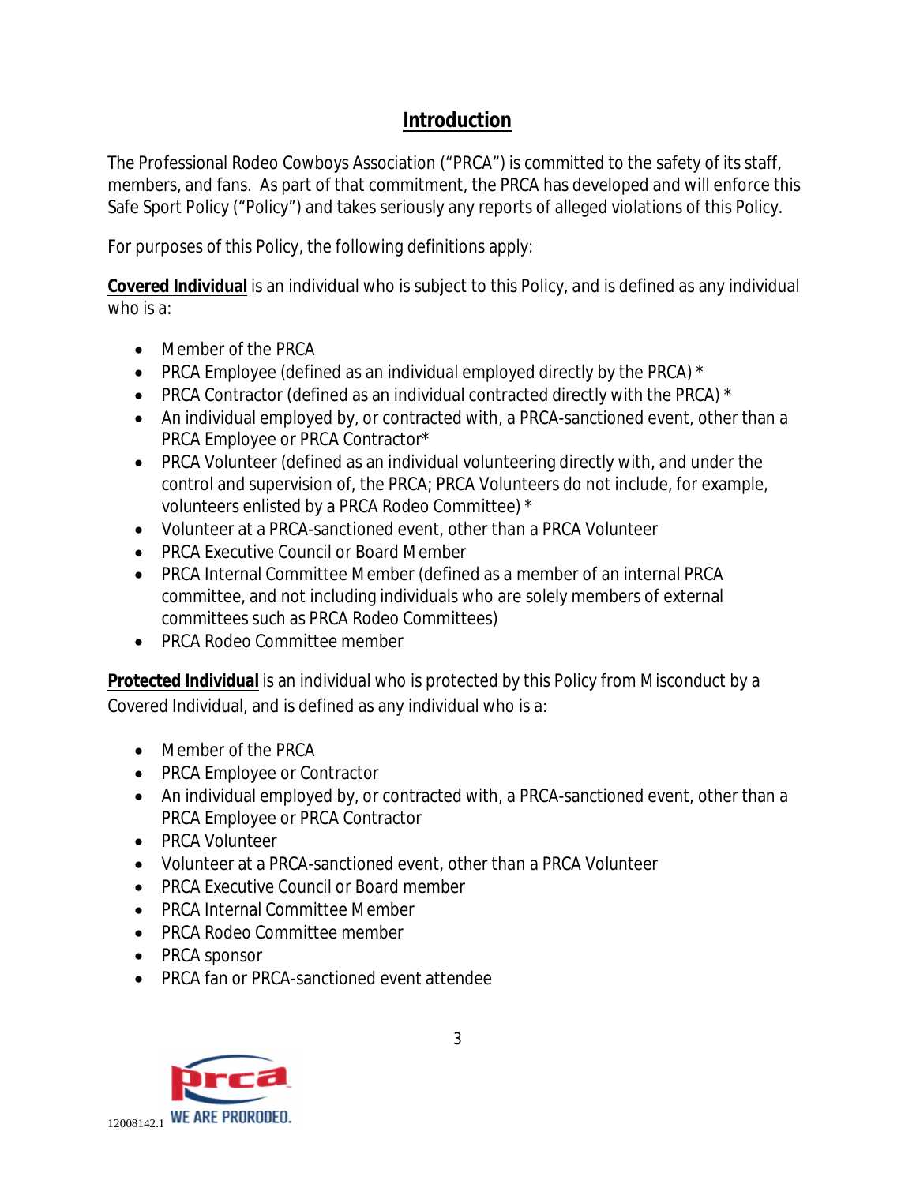## Introduction

The Professional Rodeo Cowboys Association ("PRCA") is committed to the safety of its staff, members, and fans. As part of that commitment, the PRCA has developed and will enforce this Safe Sport Policy ("Policy") and takes seriously any reports of alleged violations of this Policy.

For purposes of this Policy, the following definitions apply:

**Covered Individual** is an individual who is subject to this Policy, and is defined as any individual who is a:

- Member of the PRCA
- PRCA Employee (defined as an individual employed directly by the PRCA) *
- PRCA Contractor (defined as an individual contracted directly with the PRCA) *
- An individual employed by, or contracted with, a PRCA-sanctioned event, other than a PRCA Employee or PRCA Contractor*
- PRCA Volunteer (defined as an individual volunteering directly with, and under the control and supervision of, the PRCA; PRCA Volunteers do not include, for example, volunteers enlisted by a PRCA Rodeo Committee) *
- Volunteer at a PRCA-sanctioned event, other than a PRCA Volunteer
- PRCA Executive Council or Board Member
- PRCA Internal Committee Member (defined as a member of an internal PRCA committee, and not including individuals who are solely members of external committees such as PRCA Rodeo Committees)
- PRCA Rodeo Committee member

**Protected Individual** is an individual who is protected by this Policy from Misconduct by a Covered Individual, and is defined as any individual who is a:

- Member of the PRCA
- PRCA Employee or Contractor
- An individual employed by, or contracted with, a PRCA-sanctioned event, other than a PRCA Employee or PRCA Contractor
- PRCA Volunteer
- Volunteer at a PRCA-sanctioned event, other than a PRCA Volunteer
- PRCA Executive Council or Board member
- PRCA Internal Committee Member
- PRCA Rodeo Committee member
- PRCA sponsor
- PRCA fan or PRCA-sanctioned event attendee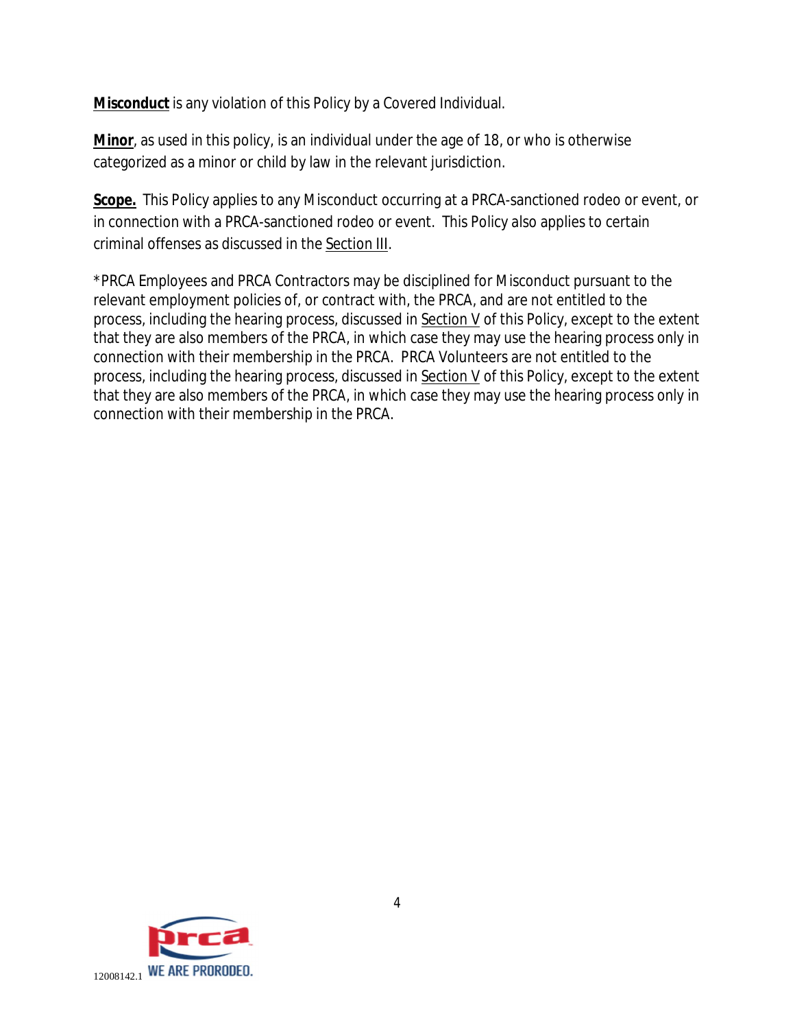**<u>Misconduct</u>** is any violation of this Policy by a Covered Individual.

**<u>Minor</u>**, as used in this policy, is an individual under the age of 18, or who is otherwise categorized as a minor or child by law in the relevant jurisdiction.

**<u>Scope.</u>** This Policy applies to any Misconduct occurring at a PRCA-sanctioned rodeo or event, or in connection with a PRCA-sanctioned rodeo or event. This Policy also applies to certain criminal offenses as discussed in the <u>Section III</u>.

*PRCA Employees and PRCA Contractors may be disciplined for Misconduct pursuant to the relevant employment policies of, or contract with, the PRCA, and are not entitled to the process, including the hearing process, discussed in <u>Section V</u> of this Policy, except to the extent that they are also members of the PRCA, in which case they may use the hearing process only in connection with their membership in the PRCA. PRCA Volunteers are not entitled to the process, including the hearing process, discussed in <u>Section V</u> of this Policy, except to the extent that they are also members of the PRCA, in which case they may use the hearing process only in connection with their membership in the PRCA.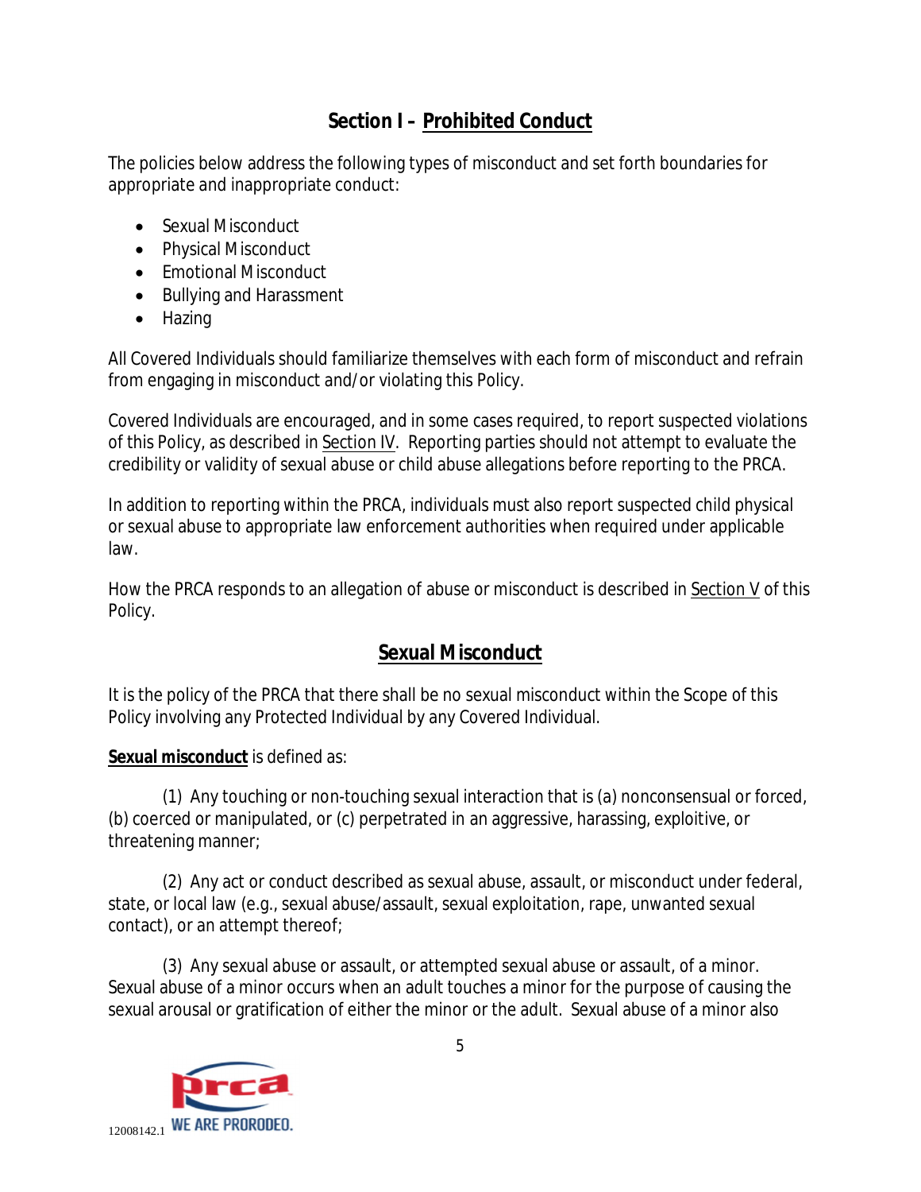## Section I – Prohibited Conduct

The policies below address the following types of misconduct and set forth boundaries for appropriate and inappropriate conduct:

- Sexual Misconduct
- Physical Misconduct
- Emotional Misconduct
- Bullying and Harassment
- Hazing

All Covered Individuals should familiarize themselves with each form of misconduct and refrain from engaging in misconduct and/or violating this Policy.

Covered Individuals are encouraged, and in some cases required, to report suspected violations of this Policy, as described in Section IV. Reporting parties should not attempt to evaluate the credibility or validity of sexual abuse or child abuse allegations before reporting to the PRCA.

In addition to reporting within the PRCA, individuals must also report suspected child physical or sexual abuse to appropriate law enforcement authorities when required under applicable law.

How the PRCA responds to an allegation of abuse or misconduct is described in Section V of this Policy.

### Sexual Misconduct

It is the policy of the PRCA that there shall be no sexual misconduct within the Scope of this Policy involving any Protected Individual by any Covered Individual.

**Sexual misconduct** is defined as:

(1) Any touching or non-touching sexual interaction that is (a) nonconsensual or forced, (b) coerced or manipulated, or (c) perpetrated in an aggressive, harassing, exploitive, or threatening manner;

(2) Any act or conduct described as sexual abuse, assault, or misconduct under federal, state, or local law (e.g., sexual abuse/assault, sexual exploitation, rape, unwanted sexual contact), or an attempt thereof;

(3) Any sexual abuse or assault, or attempted sexual abuse or assault, of a minor. Sexual abuse of a minor occurs when an adult touches a minor for the purpose of causing the sexual arousal or gratification of either the minor or the adult. Sexual abuse of a minor also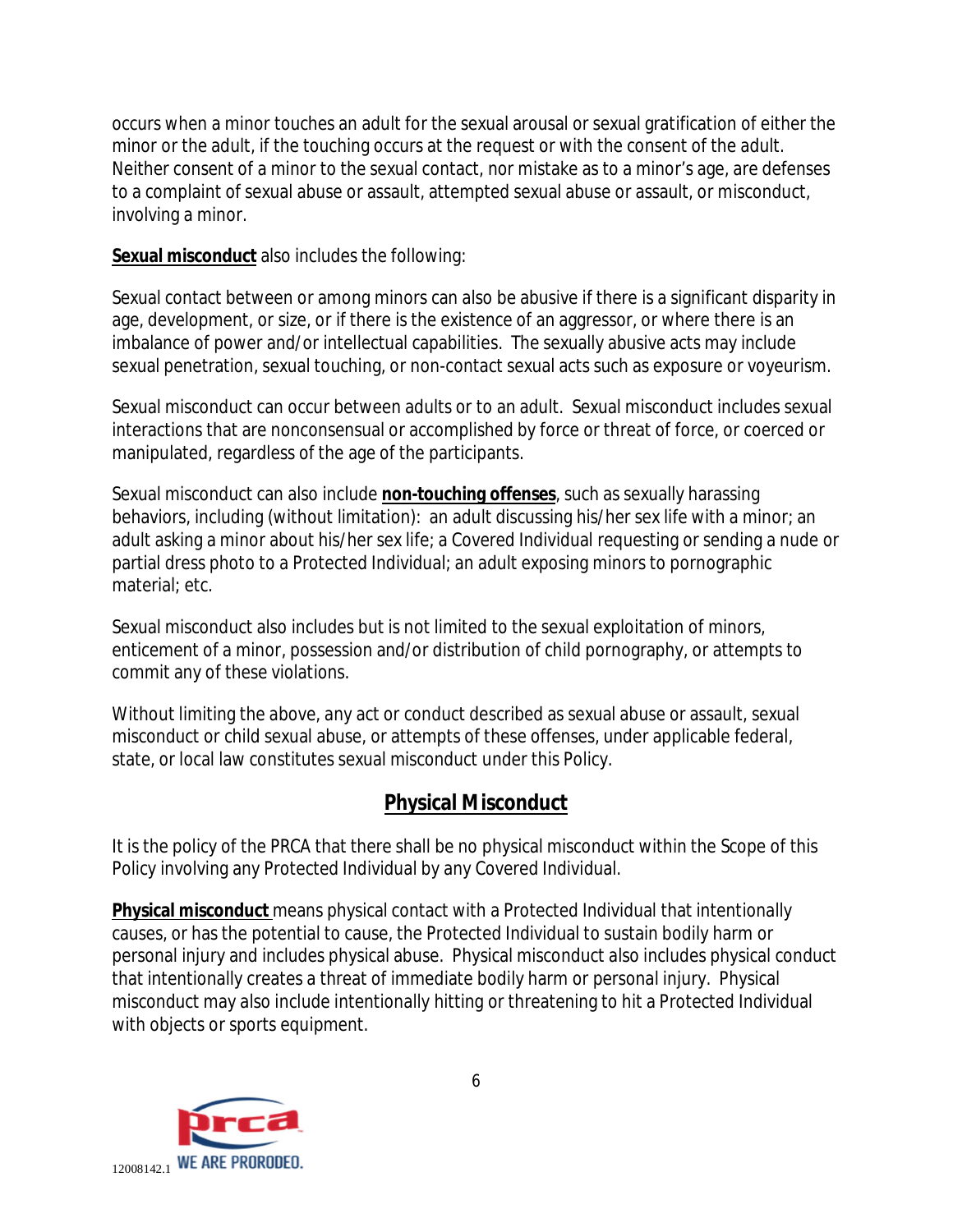occurs when a minor touches an adult for the sexual arousal or sexual gratification of either the minor or the adult, if the touching occurs at the request or with the consent of the adult. Neither consent of a minor to the sexual contact, nor mistake as to a minor's age, are defenses to a complaint of sexual abuse or assault, attempted sexual abuse or assault, or misconduct, involving a minor.

**Sexual misconduct** also includes the following:

Sexual contact between or among minors can also be abusive if there is a significant disparity in age, development, or size, or if there is the existence of an aggressor, or where there is an imbalance of power and/or intellectual capabilities. The sexually abusive acts may include sexual penetration, sexual touching, or non-contact sexual acts such as exposure or voyeurism.

Sexual misconduct can occur between adults or to an adult. Sexual misconduct includes sexual interactions that are nonconsensual or accomplished by force or threat of force, or coerced or manipulated, regardless of the age of the participants.

Sexual misconduct can also include **non-touching offenses**, such as sexually harassing behaviors, including (without limitation): an adult discussing his/her sex life with a minor; an adult asking a minor about his/her sex life; a Covered Individual requesting or sending a nude or partial dress photo to a Protected Individual; an adult exposing minors to pornographic material; etc.

Sexual misconduct also includes but is not limited to the sexual exploitation of minors, enticement of a minor, possession and/or distribution of child pornography, or attempts to commit any of these violations.

Without limiting the above, any act or conduct described as sexual abuse or assault, sexual misconduct or child sexual abuse, or attempts of these offenses, under applicable federal, state, or local law constitutes sexual misconduct under this Policy.

## Physical Misconduct

It is the policy of the PRCA that there shall be no physical misconduct within the Scope of this Policy involving any Protected Individual by any Covered Individual.

**Physical misconduct** means physical contact with a Protected Individual that intentionally causes, or has the potential to cause, the Protected Individual to sustain bodily harm or personal injury and includes physical abuse. Physical misconduct also includes physical conduct that intentionally creates a threat of immediate bodily harm or personal injury. Physical misconduct may also include intentionally hitting or threatening to hit a Protected Individual with objects or sports equipment.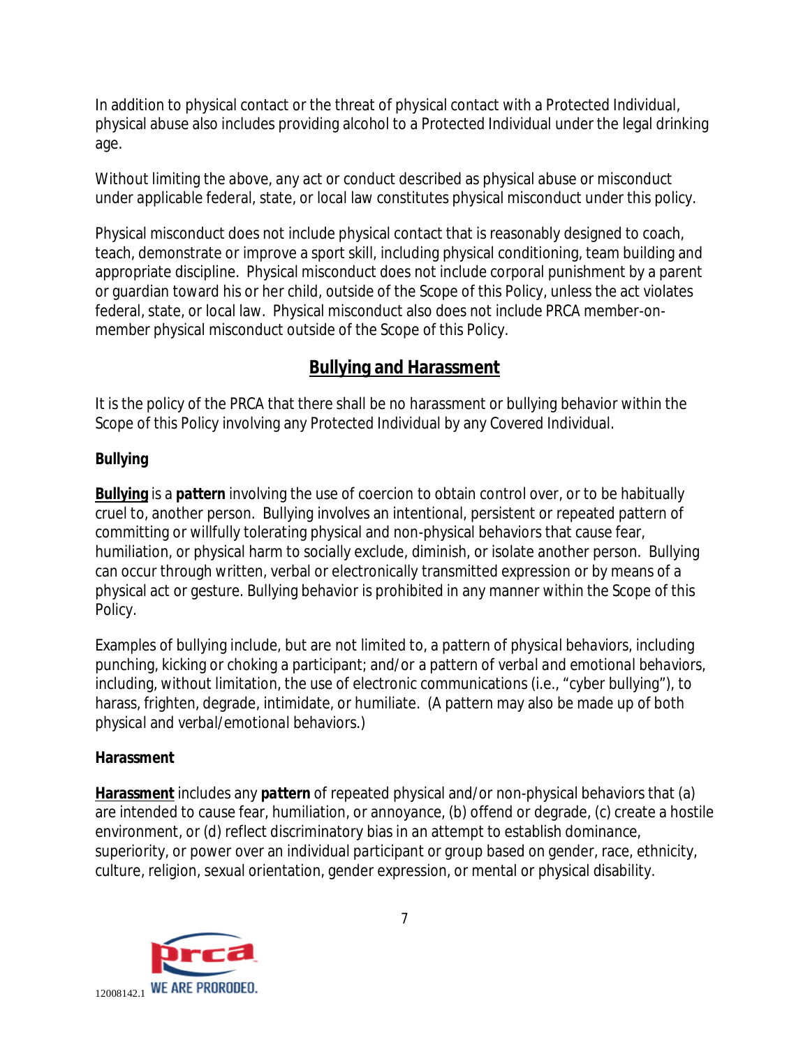In addition to physical contact or the threat of physical contact with a Protected Individual, physical abuse also includes providing alcohol to a Protected Individual under the legal drinking age.

Without limiting the above, any act or conduct described as physical abuse or misconduct under applicable federal, state, or local law constitutes physical misconduct under this policy.

Physical misconduct does not include physical contact that is reasonably designed to coach, teach, demonstrate or improve a sport skill, including physical conditioning, team building and appropriate discipline. Physical misconduct does not include corporal punishment by a parent or guardian toward his or her child, outside of the Scope of this Policy, unless the act violates federal, state, or local law. Physical misconduct also does not include PRCA member-on-member physical misconduct outside of the Scope of this Policy.

## Bullying and Harassment

It is the policy of the PRCA that there shall be no harassment or bullying behavior within the Scope of this Policy involving any Protected Individual by any Covered Individual.

### Bullying

**Bullying** is a **pattern** involving the use of coercion to obtain control over, or to be habitually cruel to, another person. Bullying involves an intentional, persistent or repeated pattern of committing or willfully tolerating physical and non-physical behaviors that cause fear, humiliation, or physical harm to socially exclude, diminish, or isolate another person. Bullying can occur through written, verbal or electronically transmitted expression or by means of a physical act or gesture. Bullying behavior is prohibited in any manner within the Scope of this Policy.

Examples of bullying include, but are not limited to, a pattern of *physical behaviors*, including punching, kicking or choking a participant; and/or a pattern of *verbal and emotional behaviors*, including, without limitation, the use of electronic communications (i.e., "cyber bullying"), to harass, frighten, degrade, intimidate, or humiliate. (A pattern may also be made up of both physical and verbal/emotional behaviors.)

### Harassment

**Harassment** includes any ***pattern*** of repeated physical and/or non-physical behaviors that (a) are intended to cause fear, humiliation, or annoyance, (b) offend or degrade, (c) create a hostile environment, or (d) reflect discriminatory bias in an attempt to establish dominance, superiority, or power over an individual participant or group based on gender, race, ethnicity, culture, religion, sexual orientation, gender expression, or mental or physical disability.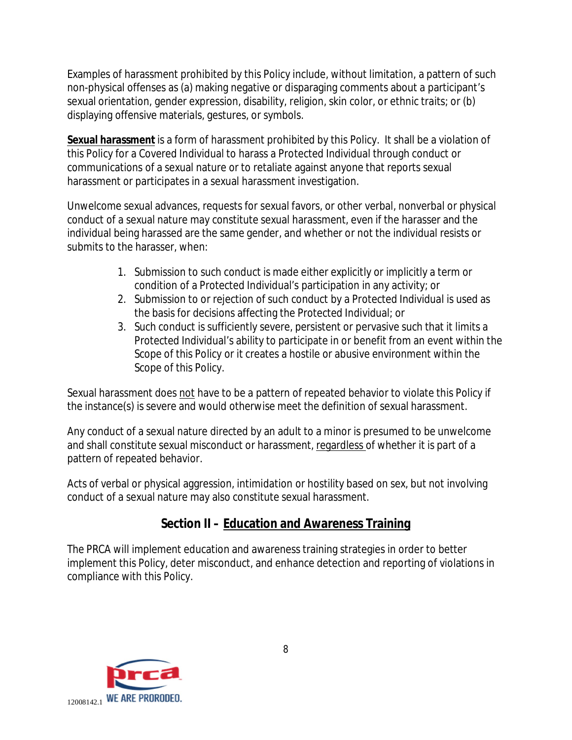Examples of harassment prohibited by this Policy include, without limitation, a pattern of such non-physical offenses as (a) making negative or disparaging comments about a participant's sexual orientation, gender expression, disability, religion, skin color, or ethnic traits; or (b) displaying offensive materials, gestures, or symbols.

**Sexual harassment** is a form of harassment prohibited by this Policy. It shall be a violation of this Policy for a Covered Individual to harass a Protected Individual through conduct or communications of a sexual nature or to retaliate against anyone that reports sexual harassment or participates in a sexual harassment investigation.

Unwelcome sexual advances, requests for sexual favors, or other verbal, nonverbal or physical conduct of a sexual nature may constitute sexual harassment, even if the harasser and the individual being harassed are the same gender, and whether or not the individual resists or submits to the harasser, when:

1. Submission to such conduct is made either explicitly or implicitly a term or condition of a Protected Individual's participation in any activity; or
2. Submission to or rejection of such conduct by a Protected Individual is used as the basis for decisions affecting the Protected Individual; or
3. Such conduct is sufficiently severe, persistent or pervasive such that it limits a Protected Individual's ability to participate in or benefit from an event within the Scope of this Policy or it creates a hostile or abusive environment within the Scope of this Policy.

Sexual harassment does not have to be a pattern of repeated behavior to violate this Policy if the instance(s) is severe and would otherwise meet the definition of sexual harassment.

Any conduct of a sexual nature directed by an adult to a minor is presumed to be unwelcome and shall constitute sexual misconduct or harassment, regardless of whether it is part of a pattern of repeated behavior.

Acts of verbal or physical aggression, intimidation or hostility based on sex, but not involving conduct of a sexual nature may also constitute sexual harassment.

## Section II – Education and Awareness Training

The PRCA will implement education and awareness training strategies in order to better implement this Policy, deter misconduct, and enhance detection and reporting of violations in compliance with this Policy.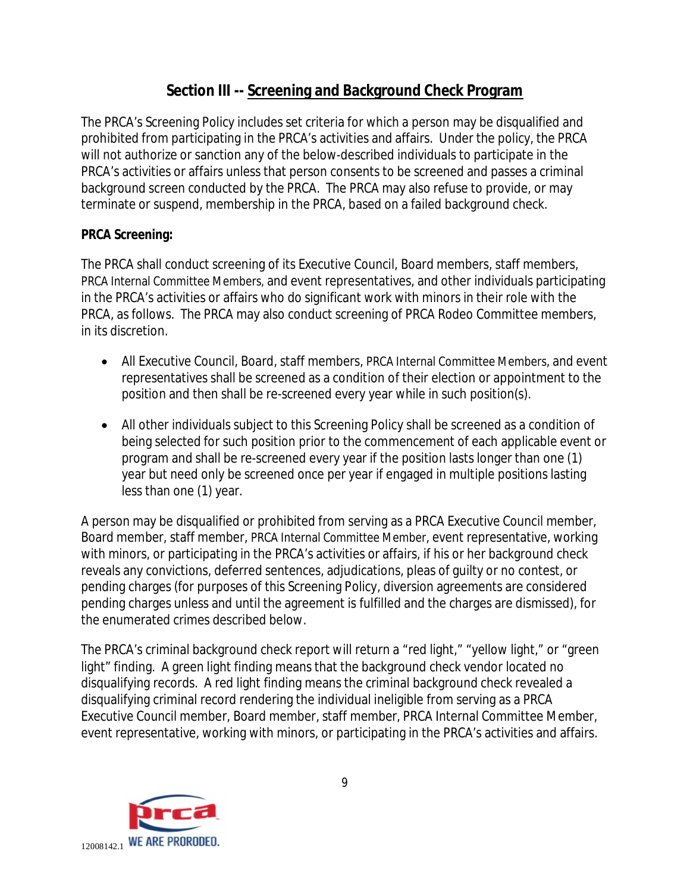## Section III -- Screening and Background Check Program

The PRCA's Screening Policy includes set criteria for which a person may be disqualified and prohibited from participating in the PRCA's activities and affairs. Under the policy, the PRCA will not authorize or sanction any of the below-described individuals to participate in the PRCA's activities or affairs unless that person consents to be screened and passes a criminal background screen conducted by the PRCA. The PRCA may also refuse to provide, or may terminate or suspend, membership in the PRCA, based on a failed background check.

**PRCA Screening:**

The PRCA shall conduct screening of its Executive Council, Board members, staff members, PRCA Internal Committee Members, and event representatives, and other individuals participating in the PRCA's activities or affairs who do significant work with minors in their role with the PRCA, as follows. The PRCA may also conduct screening of PRCA Rodeo Committee members, in its discretion.

- All Executive Council, Board, staff members, PRCA Internal Committee Members, and event representatives shall be screened as a condition of their election or appointment to the position and then shall be re-screened every year while in such position(s).

- All other individuals subject to this Screening Policy shall be screened as a condition of being selected for such position prior to the commencement of each applicable event or program and shall be re-screened every year if the position lasts longer than one (1) year but need only be screened once per year if engaged in multiple positions lasting less than one (1) year.

A person may be disqualified or prohibited from serving as a PRCA Executive Council member, Board member, staff member, PRCA Internal Committee Member, event representative, working with minors, or participating in the PRCA's activities or affairs, if his or her background check reveals any convictions, deferred sentences, adjudications, pleas of guilty or no contest, or pending charges (for purposes of this Screening Policy, diversion agreements are considered pending charges unless and until the agreement is fulfilled and the charges are dismissed), for the enumerated crimes described below.

The PRCA's criminal background check report will return a "red light," "yellow light," or "green light" finding. A green light finding means that the background check vendor located no disqualifying records. A red light finding means the criminal background check revealed a disqualifying criminal record rendering the individual ineligible from serving as a PRCA Executive Council member, Board member, staff member, PRCA Internal Committee Member, event representative, working with minors, or participating in the PRCA's activities and affairs.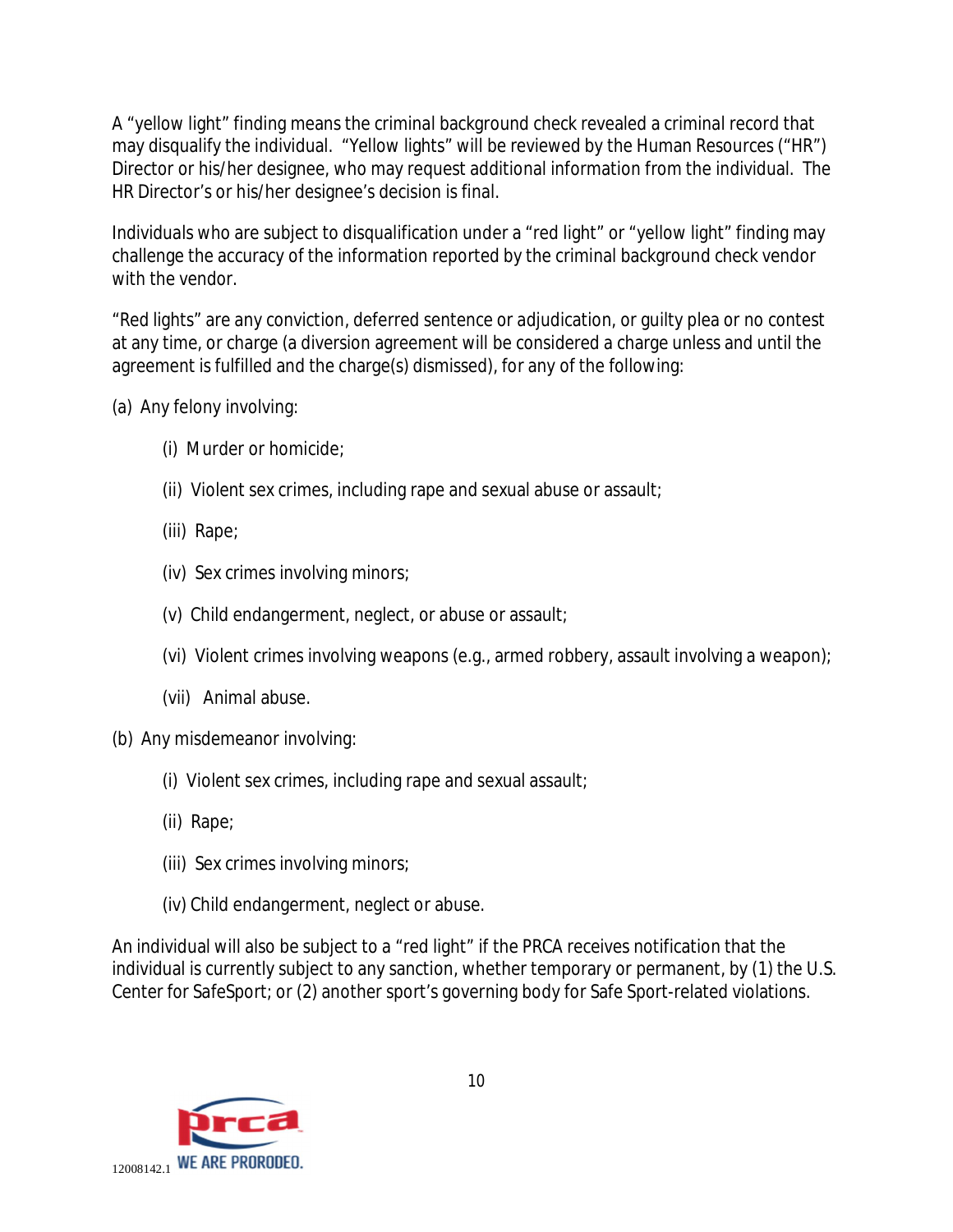A "yellow light" finding means the criminal background check revealed a criminal record that may disqualify the individual. "Yellow lights" will be reviewed by the Human Resources ("HR") Director or his/her designee, who may request additional information from the individual. The HR Director's or his/her designee's decision is final.

Individuals who are subject to disqualification under a "red light" or "yellow light" finding may challenge the accuracy of the information reported by the criminal background check vendor with the vendor.

"Red lights" are any conviction, deferred sentence or adjudication, or guilty plea or no contest at any time, or charge (a diversion agreement will be considered a charge unless and until the agreement is fulfilled and the charge(s) dismissed), for any of the following:

(a) Any felony involving:

- (i) Murder or homicide;
- (ii) Violent sex crimes, including rape and sexual abuse or assault;
- (iii) Rape;
- (iv) Sex crimes involving minors;
- (v) Child endangerment, neglect, or abuse or assault;
- (vi) Violent crimes involving weapons (e.g., armed robbery, assault involving a weapon);
- (vii) Animal abuse.

(b) Any misdemeanor involving:

- (i) Violent sex crimes, including rape and sexual assault;
- (ii) Rape;
- (iii) Sex crimes involving minors;
- (iv) Child endangerment, neglect or abuse.

An individual will also be subject to a "red light" if the PRCA receives notification that the individual is currently subject to any sanction, whether temporary or permanent, by (1) the U.S. Center for SafeSport; or (2) another sport's governing body for Safe Sport-related violations.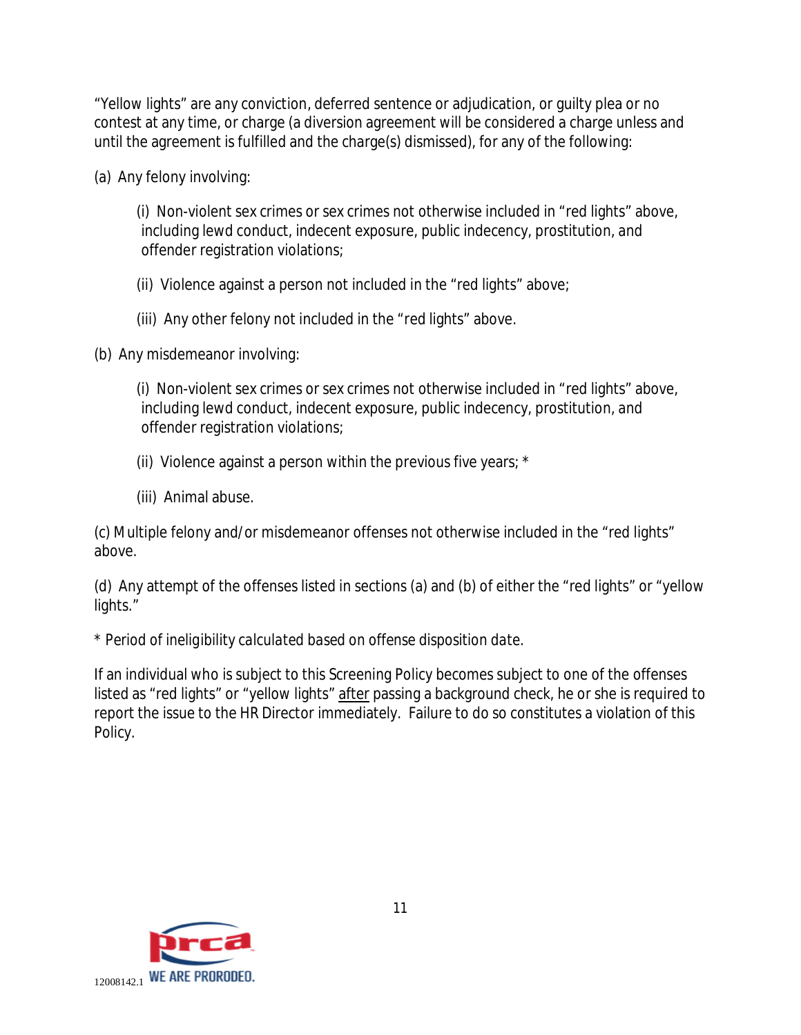"Yellow lights" are any conviction, deferred sentence or adjudication, or guilty plea or no contest at any time, or charge (a diversion agreement will be considered a charge unless and until the agreement is fulfilled and the charge(s) dismissed), for any of the following:

(a) Any felony involving:

(i) Non-violent sex crimes or sex crimes not otherwise included in "red lights" above, including lewd conduct, indecent exposure, public indecency, prostitution, and offender registration violations;

(ii) Violence against a person not included in the "red lights" above;

(iii) Any other felony not included in the "red lights" above.

(b) Any misdemeanor involving:

(i) Non-violent sex crimes or sex crimes not otherwise included in "red lights" above, including lewd conduct, indecent exposure, public indecency, prostitution, and offender registration violations;

(ii) Violence against a person within the previous five years; *

(iii) Animal abuse.

(c) Multiple felony and/or misdemeanor offenses not otherwise included in the "red lights" above.

(d) Any attempt of the offenses listed in sections (a) and (b) of either the "red lights" or "yellow lights."

* *Period of ineligibility calculated based on offense disposition date.*

If an individual who is subject to this Screening Policy becomes subject to one of the offenses listed as "red lights" or "yellow lights" <u>after</u> passing a background check, he or she is required to report the issue to the HR Director immediately. Failure to do so constitutes a violation of this Policy.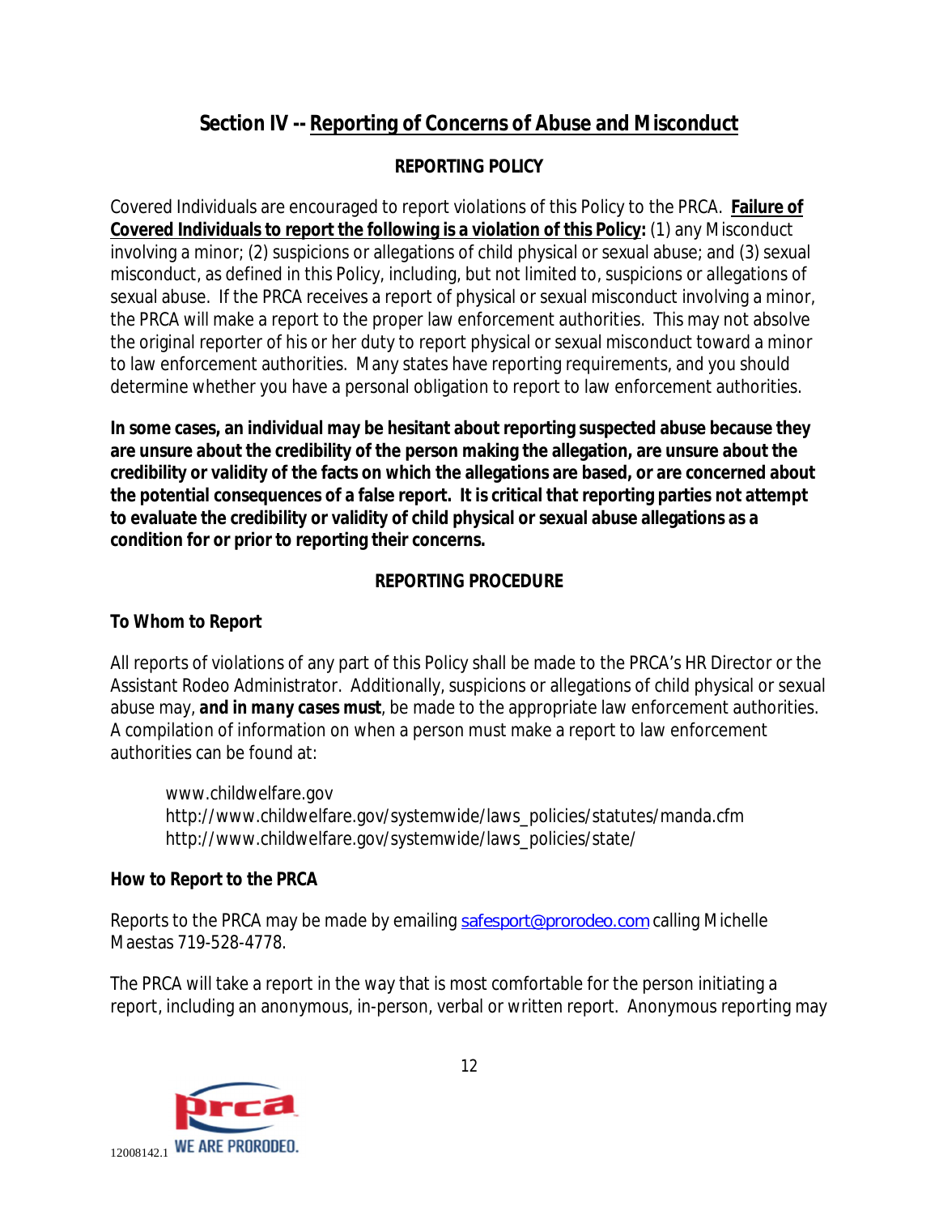## Section IV -- Reporting of Concerns of Abuse and Misconduct

### REPORTING POLICY

Covered Individuals are encouraged to report violations of this Policy to the PRCA. **Failure of Covered Individuals to report the following is a violation of this Policy:** (1) any Misconduct involving a minor; (2) suspicions or allegations of child physical or sexual abuse; and (3) sexual misconduct, as defined in this Policy, including, but not limited to, suspicions or allegations of sexual abuse. If the PRCA receives a report of physical or sexual misconduct involving a minor, the PRCA will make a report to the proper law enforcement authorities. This may not absolve the original reporter of his or her duty to report physical or sexual misconduct toward a minor to law enforcement authorities. Many states have reporting requirements, and you should determine whether you have a personal obligation to report to law enforcement authorities.

**In some cases, an individual may be hesitant about reporting suspected abuse because they are unsure about the credibility of the person making the allegation, are unsure about the credibility or validity of the facts on which the allegations are based, or are concerned about the potential consequences of a false report. It is critical that reporting parties not attempt to evaluate the credibility or validity of child physical or sexual abuse allegations as a condition for or prior to reporting their concerns.**

### REPORTING PROCEDURE

**To Whom to Report**

All reports of violations of any part of this Policy shall be made to the PRCA's HR Director or the Assistant Rodeo Administrator. Additionally, suspicions or allegations of child physical or sexual abuse may, ***and in many cases must***, be made to the appropriate law enforcement authorities. A compilation of information on when a person must make a report to law enforcement authorities can be found at:

www.childwelfare.gov
http://www.childwelfare.gov/systemwide/laws_policies/statutes/manda.cfm
http://www.childwelfare.gov/systemwide/laws_policies/state/

**How to Report to the PRCA**

Reports to the PRCA may be made by emailing safesport@prorodeo.com calling Michelle Maestas 719-528-4778.

The PRCA will take a report in the way that is most comfortable for the person initiating a report, including an anonymous, in-person, verbal or written report. Anonymous reporting may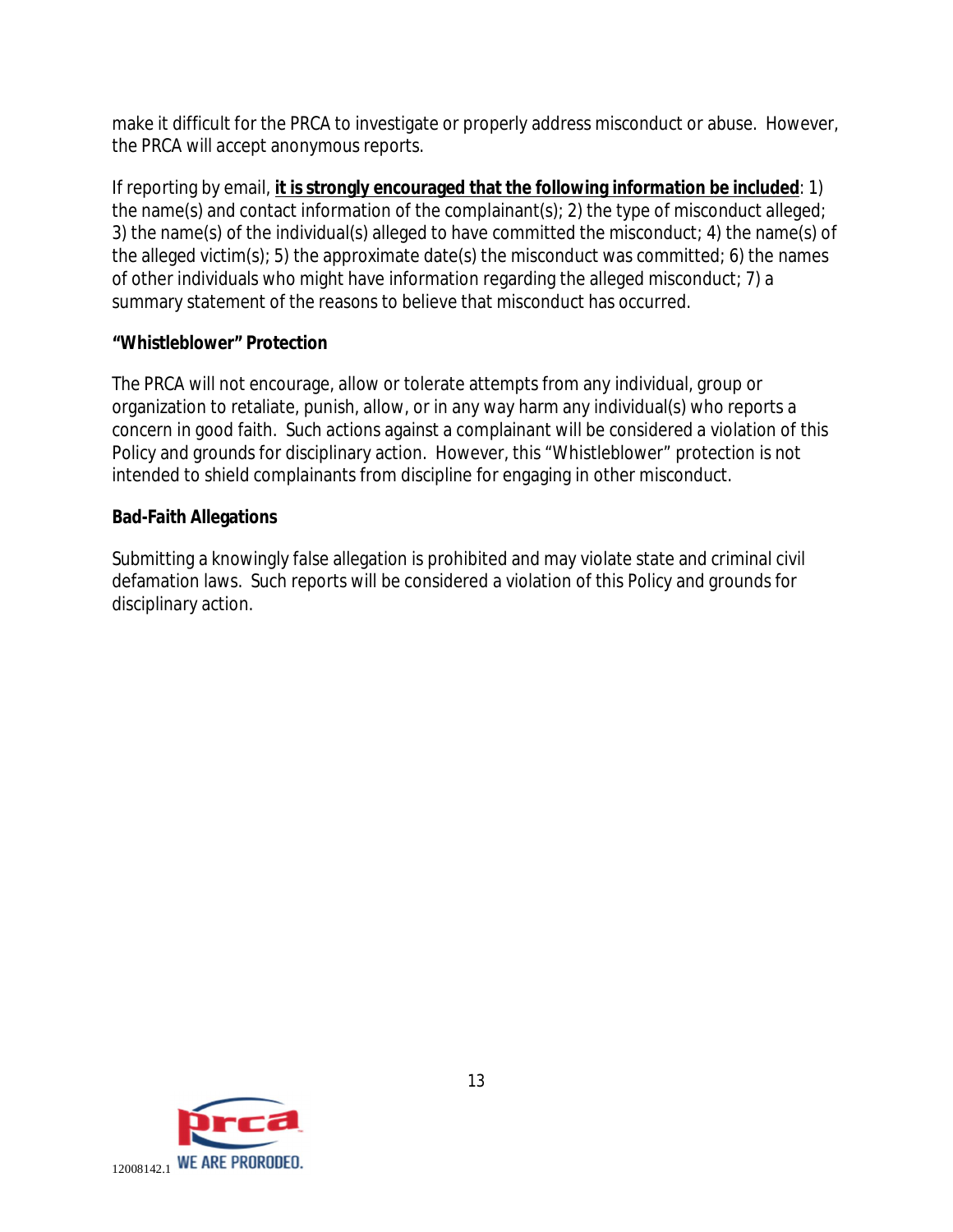make it difficult for the PRCA to investigate or properly address misconduct or abuse. However, the PRCA will accept anonymous reports.

If reporting by email, **it is strongly encouraged that the following information be included**: 1) the name(s) and contact information of the complainant(s); 2) the type of misconduct alleged; 3) the name(s) of the individual(s) alleged to have committed the misconduct; 4) the name(s) of the alleged victim(s); 5) the approximate date(s) the misconduct was committed; 6) the names of other individuals who might have information regarding the alleged misconduct; 7) a summary statement of the reasons to believe that misconduct has occurred.

**"Whistleblower" Protection**

The PRCA will not encourage, allow or tolerate attempts from any individual, group or organization to retaliate, punish, allow, or in any way harm any individual(s) who reports a concern in good faith. Such actions against a complainant will be considered a violation of this Policy and grounds for disciplinary action. However, this "Whistleblower" protection is not intended to shield complainants from discipline for engaging in other misconduct.

**Bad-Faith Allegations**

Submitting a knowingly false allegation is prohibited and may violate state and criminal civil defamation laws. Such reports will be considered a violation of this Policy and grounds for disciplinary action.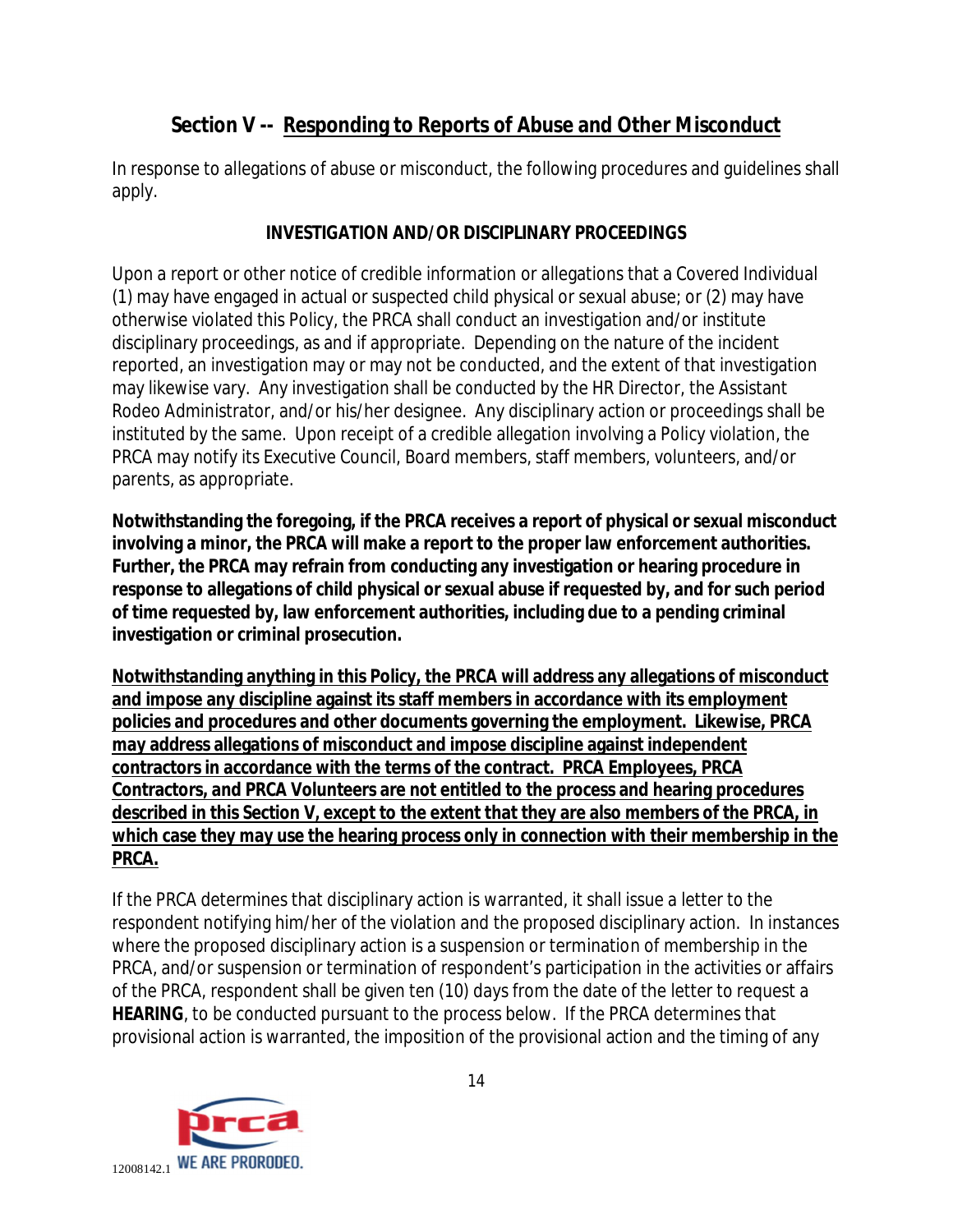## Section V -- <u>Responding to Reports of Abuse and Other Misconduct</u>

In response to allegations of abuse or misconduct, the following procedures and guidelines shall apply.

### INVESTIGATION AND/OR DISCIPLINARY PROCEEDINGS

Upon a report or other notice of credible information or allegations that a Covered Individual (1) may have engaged in actual or suspected child physical or sexual abuse; or (2) may have otherwise violated this Policy, the PRCA shall conduct an investigation and/or institute disciplinary proceedings, as and if appropriate. Depending on the nature of the incident reported, an investigation may or may not be conducted, and the extent of that investigation may likewise vary. Any investigation shall be conducted by the HR Director, the Assistant Rodeo Administrator, and/or his/her designee. Any disciplinary action or proceedings shall be instituted by the same. Upon receipt of a credible allegation involving a Policy violation, the PRCA may notify its Executive Council, Board members, staff members, volunteers, and/or parents, as appropriate.

**Notwithstanding the foregoing, if the PRCA receives a report of physical or sexual misconduct involving a minor, the PRCA will make a report to the proper law enforcement authorities. Further, the PRCA may refrain from conducting any investigation or hearing procedure in response to allegations of child physical or sexual abuse if requested by, and for such period of time requested by, law enforcement authorities, including due to a pending criminal investigation or criminal prosecution.**

**<u>Notwithstanding anything in this Policy, the PRCA will address any allegations of misconduct and impose any discipline against its staff members in accordance with its employment policies and procedures and other documents governing the employment. Likewise, PRCA may address allegations of misconduct and impose discipline against independent contractors in accordance with the terms of the contract. PRCA Employees, PRCA Contractors, and PRCA Volunteers are not entitled to the process and hearing procedures described in this Section V, except to the extent that they are also members of the PRCA, in which case they may use the hearing process only in connection with their membership in the PRCA.</u>**

If the PRCA determines that disciplinary action is warranted, it shall issue a letter to the respondent notifying him/her of the violation and the proposed disciplinary action. In instances where the proposed disciplinary action is a suspension or termination of membership in the PRCA, and/or suspension or termination of respondent's participation in the activities or affairs of the PRCA, respondent shall be given ten (10) days from the date of the letter to request a **HEARING**, to be conducted pursuant to the process below. If the PRCA determines that provisional action is warranted, the imposition of the provisional action and the timing of any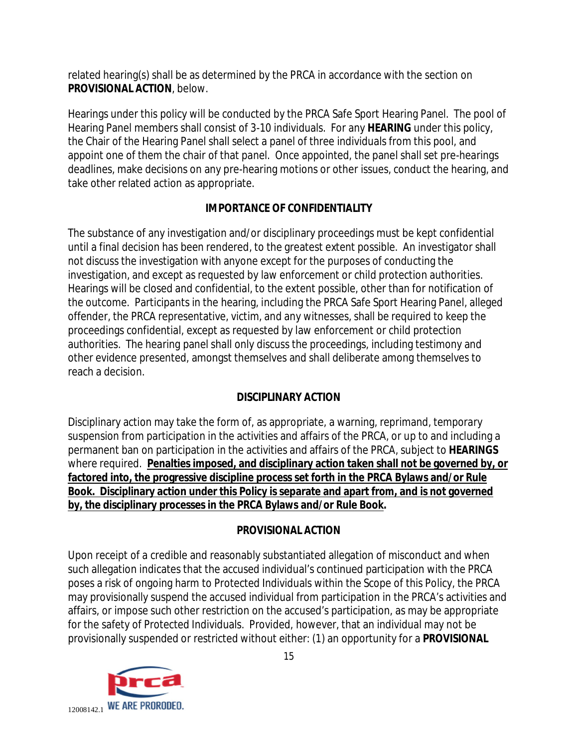related hearing(s) shall be as determined by the PRCA in accordance with the section on **PROVISIONAL ACTION**, below.

Hearings under this policy will be conducted by the PRCA Safe Sport Hearing Panel. The pool of Hearing Panel members shall consist of 3-10 individuals. For any **HEARING** under this policy, the Chair of the Hearing Panel shall select a panel of three individuals from this pool, and appoint one of them the chair of that panel. Once appointed, the panel shall set pre-hearings deadlines, make decisions on any pre-hearing motions or other issues, conduct the hearing, and take other related action as appropriate.

## IMPORTANCE OF CONFIDENTIALITY

The substance of any investigation and/or disciplinary proceedings must be kept confidential until a final decision has been rendered, to the greatest extent possible. An investigator shall not discuss the investigation with anyone except for the purposes of conducting the investigation, and except as requested by law enforcement or child protection authorities. Hearings will be closed and confidential, to the extent possible, other than for notification of the outcome. Participants in the hearing, including the PRCA Safe Sport Hearing Panel, alleged offender, the PRCA representative, victim, and any witnesses, shall be required to keep the proceedings confidential, except as requested by law enforcement or child protection authorities. The hearing panel shall only discuss the proceedings, including testimony and other evidence presented, amongst themselves and shall deliberate among themselves to reach a decision.

## DISCIPLINARY ACTION

Disciplinary action may take the form of, as appropriate, a warning, reprimand, temporary suspension from participation in the activities and affairs of the PRCA, or up to and including a permanent ban on participation in the activities and affairs of the PRCA, subject to **HEARINGS** where required. **Penalties imposed, and disciplinary action taken shall not be governed by, or factored into, the progressive discipline process set forth in the PRCA Bylaws and/or Rule Book. Disciplinary action under this Policy is separate and apart from, and is not governed by, the disciplinary processes in the PRCA Bylaws and/or Rule Book.**

## PROVISIONAL ACTION

Upon receipt of a credible and reasonably substantiated allegation of misconduct and when such allegation indicates that the accused individual's continued participation with the PRCA poses a risk of ongoing harm to Protected Individuals within the Scope of this Policy, the PRCA may provisionally suspend the accused individual from participation in the PRCA's activities and affairs, or impose such other restriction on the accused's participation, as may be appropriate for the safety of Protected Individuals. Provided, however, that an individual may not be provisionally suspended or restricted without either: (1) an opportunity for a **PROVISIONAL**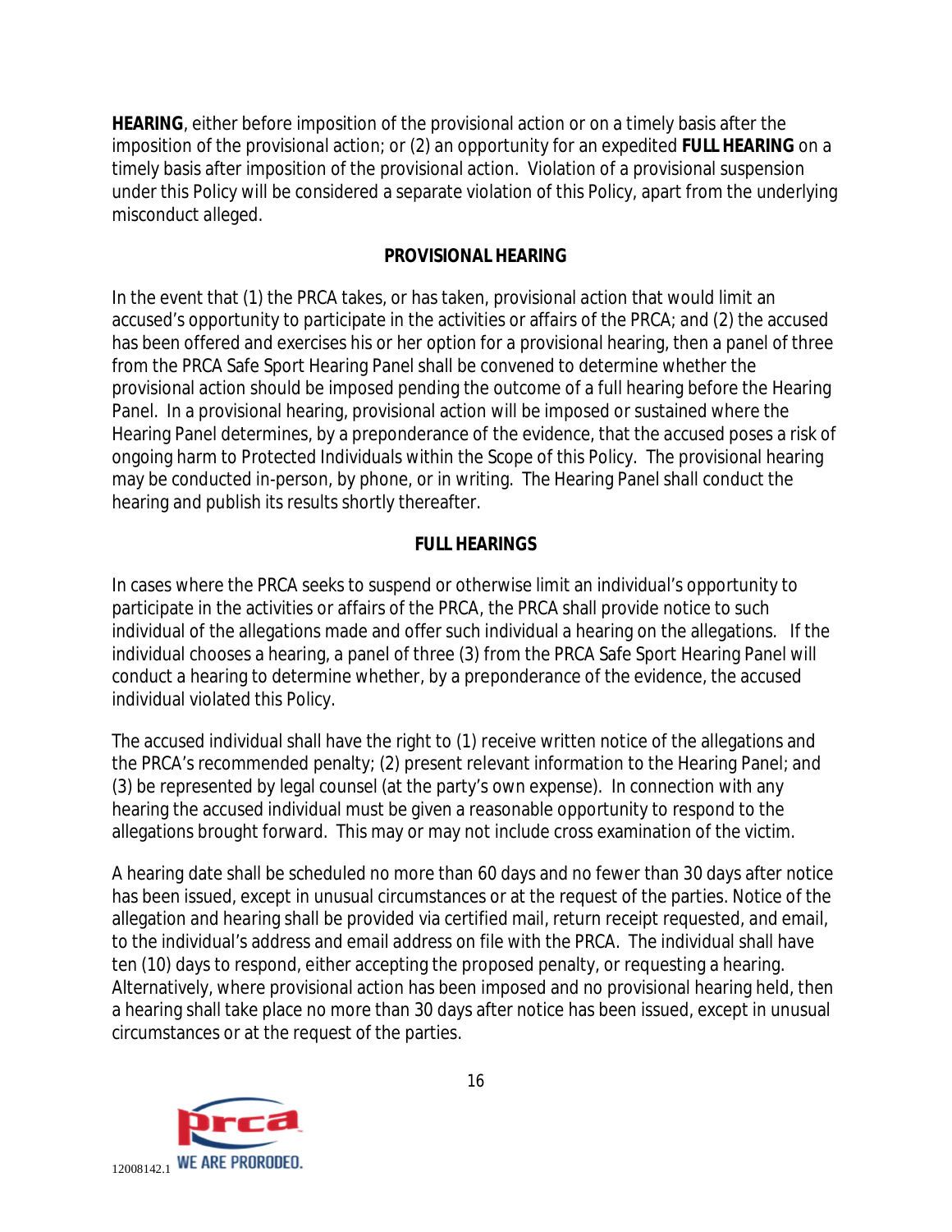**HEARING**, either before imposition of the provisional action or on a timely basis after the imposition of the provisional action; or (2) an opportunity for an expedited **FULL HEARING** on a timely basis after imposition of the provisional action. Violation of a provisional suspension under this Policy will be considered a separate violation of this Policy, apart from the underlying misconduct alleged.

## PROVISIONAL HEARING

In the event that (1) the PRCA takes, or has taken, provisional action that would limit an accused's opportunity to participate in the activities or affairs of the PRCA; and (2) the accused has been offered and exercises his or her option for a provisional hearing, then a panel of three from the PRCA Safe Sport Hearing Panel shall be convened to determine whether the provisional action should be imposed pending the outcome of a full hearing before the Hearing Panel. In a provisional hearing, provisional action will be imposed or sustained where the Hearing Panel determines, by a preponderance of the evidence, that the accused poses a risk of ongoing harm to Protected Individuals within the Scope of this Policy. The provisional hearing may be conducted in-person, by phone, or in writing. The Hearing Panel shall conduct the hearing and publish its results shortly thereafter.

## FULL HEARINGS

In cases where the PRCA seeks to suspend or otherwise limit an individual's opportunity to participate in the activities or affairs of the PRCA, the PRCA shall provide notice to such individual of the allegations made and offer such individual a hearing on the allegations. If the individual chooses a hearing, a panel of three (3) from the PRCA Safe Sport Hearing Panel will conduct a hearing to determine whether, by a preponderance of the evidence, the accused individual violated this Policy.

The accused individual shall have the right to (1) receive written notice of the allegations and the PRCA's recommended penalty; (2) present relevant information to the Hearing Panel; and (3) be represented by legal counsel (at the party's own expense). In connection with any hearing the accused individual must be given a reasonable opportunity to respond to the allegations brought forward. This may or may not include cross examination of the victim.

A hearing date shall be scheduled no more than 60 days and no fewer than 30 days after notice has been issued, except in unusual circumstances or at the request of the parties. Notice of the allegation and hearing shall be provided via certified mail, return receipt requested, and email, to the individual's address and email address on file with the PRCA. The individual shall have ten (10) days to respond, either accepting the proposed penalty, or requesting a hearing. Alternatively, where provisional action has been imposed and no provisional hearing held, then a hearing shall take place no more than 30 days after notice has been issued, except in unusual circumstances or at the request of the parties.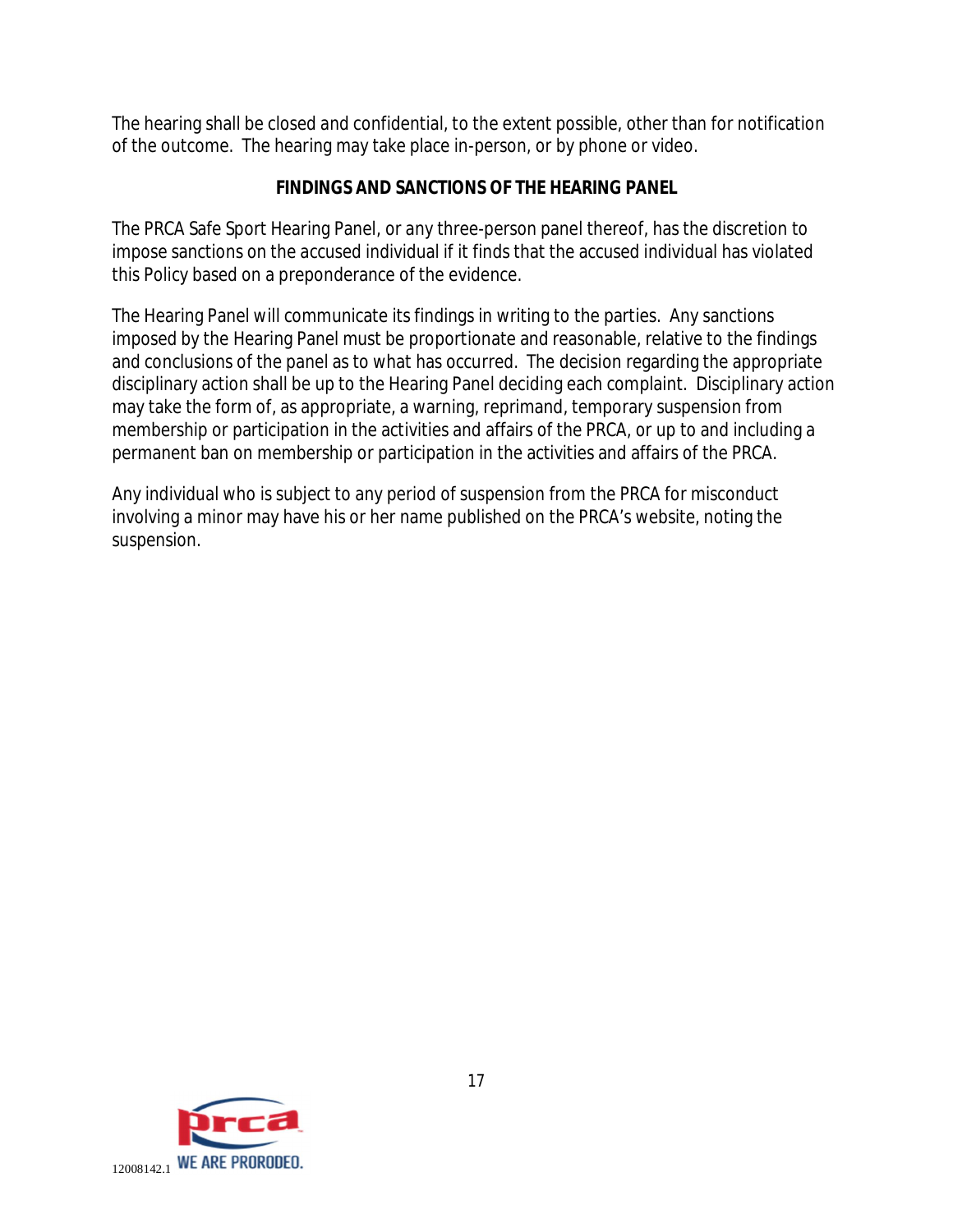The hearing shall be closed and confidential, to the extent possible, other than for notification of the outcome. The hearing may take place in-person, or by phone or video.

## FINDINGS AND SANCTIONS OF THE HEARING PANEL

The PRCA Safe Sport Hearing Panel, or any three-person panel thereof, has the discretion to impose sanctions on the accused individual if it finds that the accused individual has violated this Policy based on a preponderance of the evidence.

The Hearing Panel will communicate its findings in writing to the parties. Any sanctions imposed by the Hearing Panel must be proportionate and reasonable, relative to the findings and conclusions of the panel as to what has occurred. The decision regarding the appropriate disciplinary action shall be up to the Hearing Panel deciding each complaint. Disciplinary action may take the form of, as appropriate, a warning, reprimand, temporary suspension from membership or participation in the activities and affairs of the PRCA, or up to and including a permanent ban on membership or participation in the activities and affairs of the PRCA.

Any individual who is subject to any period of suspension from the PRCA for misconduct involving a minor may have his or her name published on the PRCA's website, noting the suspension.